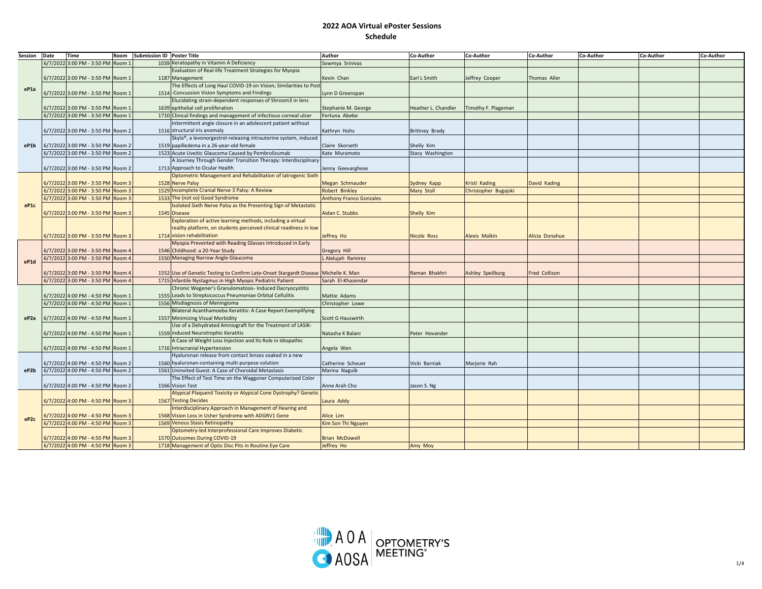# 2022 AOA Virtual ePoster Sessions
## Schedule

| Session | Date | Time | Room | Submission ID | Poster Title | Author | Co-Author | Co-Author | Co-Author | Co-Author | Co-Author | Co-Author |
|---|---|---|---|---|---|---|---|---|---|---|---|---|
| ePla | 6/7/2022 | 3:00 PM - 3:50 PM | Room 1 | 1039 | Keratopathy in Vitamin A Deficiency | Sowmya Srinivas | | | | | | |
| | 6/7/2022 | 3:00 PM - 3:50 PM | Room 1 | 1187 | Evaluation of Real-life Treatment Strategies for Myopia Management | Kevin Chan | Earl L Smith | Jeffrey Cooper | Thomas Aller | | | |
| | 6/7/2022 | 3:00 PM - 3:50 PM | Room 1 | 1514 | The Effects of Long Haul COVID-19 on Vision; Similarities to Post -Concussion Vision Symptoms and Findings | Lynn D Greenspan | | | | | | |
| | 6/7/2022 | 3:00 PM - 3:50 PM | Room 1 | 1639 | Elucidating strain-dependent responses of Shroom3 in lens epithelial cell proliferation | Stephanie M. George | Heather L. Chandler | Timothy F. Plageman | | | | |
| | 6/7/2022 | 3:00 PM - 3:50 PM | Room 1 | 1710 | Clinical findings and management of infectious corneal ulcer | Fortuna Abebe | | | | | | |
| eP1b | 6/7/2022 | 3:00 PM - 3:50 PM | Room 2 | 1516 | Intermittent angle closure in an adolescent patient without structural iris anomaly | Kathryn Hohs | Brittney Brady | | | | | |
| | 6/7/2022 | 3:00 PM - 3:50 PM | Room 2 | 1519 | Skyla®, a levonorgestrel-releasing intrauterine system, induced papilledema in a 26-year-old female | Claire Skorseth | Shelly Kim | | | | | |
| | 6/7/2022 | 3:00 PM - 3:50 PM | Room 2 | 1523 | Acute Uveitic Glaucoma Caused by Pembrolizumab | Kate Muramoto | Stacy Washington | | | | | |
| | 6/7/2022 | 3:00 PM - 3:50 PM | Room 2 | 1713 | A Journey Through Gender Transition Therapy: Interdisciplinary Approach to Ocular Health | Jenny Geevarghese | | | | | | |
| eP1c | 6/7/2022 | 3:00 PM - 3:50 PM | Room 3 | 1528 | Optometric Management and Rehabilitation of Iatrogenic Sixth Nerve Palsy | Megan Schmauder | Sydney Kapp | Kristi Kading | David Kading | | | |
| | 6/7/2022 | 3:00 PM - 3:50 PM | Room 3 | 1529 | Incomplete Cranial Nerve 3 Palsy: A Review | Robert Binkley | Mary Stoll | Christopher Bugajski | | | | |
| | 6/7/2022 | 3:00 PM - 3:50 PM | Room 3 | 1533 | The (not so) Good Syndrome | Anthony Franco Gonzales | | | | | | |
| | 6/7/2022 | 3:00 PM - 3:50 PM | Room 3 | 1545 | Isolated Sixth Nerve Palsy as the Presenting Sign of Metastatic Disease | Aidan C. Stubbs | Shelly Kim | | | | | |
| | 6/7/2022 | 3:00 PM - 3:50 PM | Room 3 | 1714 | Exploration of active learning methods, including a virtual reality platform, on students perceived clinical readiness in low vision rehabilitation | Jeffrey Ho | Nicole Ross | Alexis Malkin | Alicia Donahue | | | |
| eP1d | 6/7/2022 | 3:00 PM - 3:50 PM | Room 4 | 1546 | Myopia Prevented with Reading Glasses Introduced in Early Childhood: a 20-Year Study | Gregory Hill | | | | | | |
| | 6/7/2022 | 3:00 PM - 3:50 PM | Room 4 | 1550 | Managing Narrow Angle Glaucoma | L Alelujah Ramirez | | | | | | |
| | 6/7/2022 | 3:00 PM - 3:50 PM | Room 4 | 1552 | Use of Genetic Testing to Confirm Late-Onset Stargardt Disease | Michelle K. Man | Raman Bhakhri | Ashley Speilburg | Fred Collison | | | |
| | 6/7/2022 | 3:00 PM - 3:50 PM | Room 4 | 1715 | Infantile Nystagmus in High Myopic Pediatric Patient | Sarah El-Khazendar | | | | | | |
| eP2a | 6/7/2022 | 4:00 PM - 4:50 PM | Room 1 | 1555 | Chronic Wegener's Granulomatosis- Induced Dacryocystitis Leads to Streptococcus Pneumoniae Orbital Cellulitis | Mattie Adams | | | | | | |
| | 6/7/2022 | 4:00 PM - 4:50 PM | Room 1 | 1556 | Misdiagnosis of Meningioma | Christopher Lowe | | | | | | |
| | 6/7/2022 | 4:00 PM - 4:50 PM | Room 1 | 1557 | Bilateral Acanthamoeba Keratitis: A Case Report Exemplifying Minimizing Visual Morbidity | Scott G Hauswirth | | | | | | |
| | 6/7/2022 | 4:00 PM - 4:50 PM | Room 1 | 1559 | Use of a Dehydrated Amniograft for the Treatment of LASIK-induced Neurotrophic Keratitis | Natasha K Balani | Peter Hovander | | | | | |
| | 6/7/2022 | 4:00 PM - 4:50 PM | Room 1 | 1716 | A Case of Weight Loss Injection and Its Role in Idiopathic Intracranial Hypertension | Angela Wen | | | | | | |
| eP2b | 6/7/2022 | 4:00 PM - 4:50 PM | Room 2 | 1560 | Hyaluronan release from contact lenses soaked in a new hyaluronan-containing multi-purpose solution | Catherine Scheuer | Vicki Barniak | Marjorie Rah | | | | |
| | 6/7/2022 | 4:00 PM - 4:50 PM | Room 2 | 1561 | Uninvited Guest: A Case of Choroidal Metastasis | Marina Naguib | | | | | | |
| | 6/7/2022 | 4:00 PM - 4:50 PM | Room 2 | 1566 | The Effect of Test Time on the Waggoner Computerized Color Vision Test | Anne Arah Cho | Jason S. Ng | | | | | |
| eP2c | 6/7/2022 | 4:00 PM - 4:50 PM | Room 3 | 1567 | Atypical Plaquenil Toxicity or Atypical Cone Dystrophy? Genetic Testing Decides | Laura Addy | | | | | | |
| | 6/7/2022 | 4:00 PM - 4:50 PM | Room 3 | 1568 | Interdisciplinary Approach in Management of Hearing and Vision Loss in Usher Syndrome with ADGRV1 Gene | Alice Lim | | | | | | |
| | 6/7/2022 | 4:00 PM - 4:50 PM | Room 3 | 1569 | Venous Stasis Retinopathy | Kim Son Thi Nguyen | | | | | | |
| | 6/7/2022 | 4:00 PM - 4:50 PM | Room 3 | 1570 | Optometry-led Interprofessional Care Improves Diabetic Outcomes During COVID-19 | Brian McDowell | | | | | | |
| | 6/7/2022 | 4:00 PM - 4:50 PM | Room 3 | 1718 | Management of Optic Disc Pits in Routine Eye Care | Jeffrey Ho | Amy Moy | | | | | |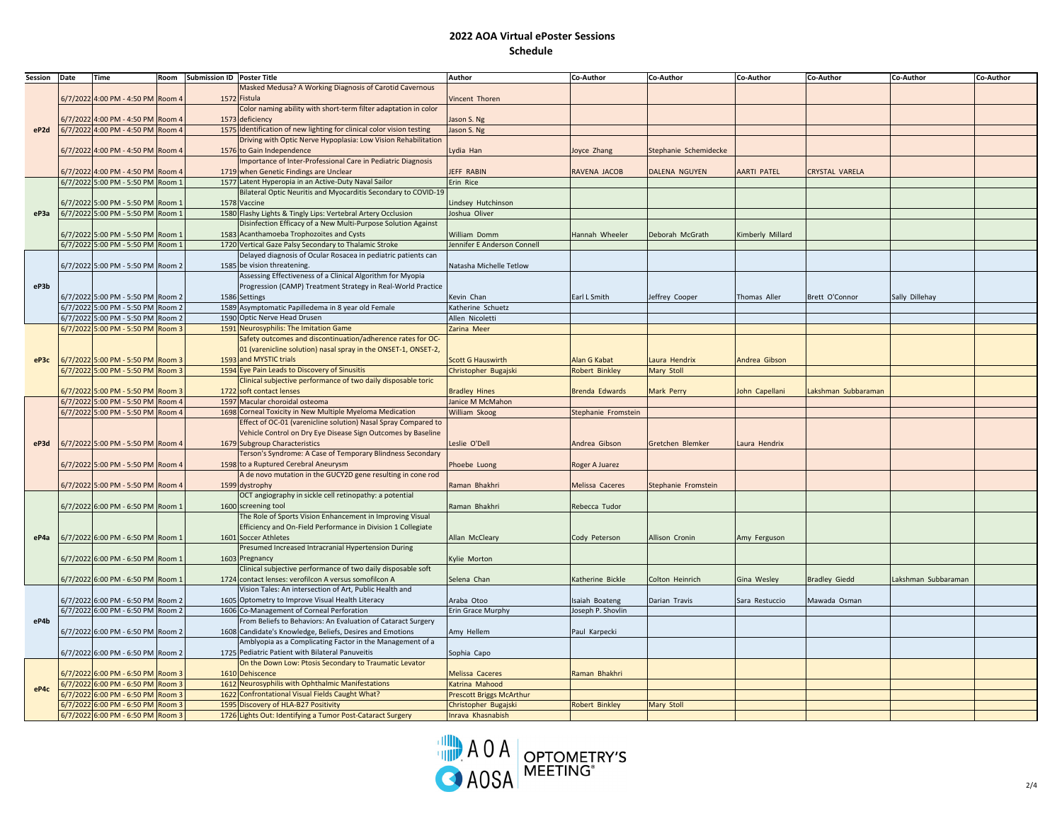# 2022 AOA Virtual ePoster Sessions

## Schedule

| Session | Date | Time | Room | Submission ID | Poster Title | Author | Co-Author | Co-Author | Co-Author | Co-Author | Co-Author | Co-Author |
|---|---|---|---|---|---|---|---|---|---|---|---|---|
| ePd2 | 6/7/2022 | 4:00 PM - 4:50 PM | Room 4 | 1572 | Masked Medusa? A Working Diagnosis of Carotid Cavernous Fistula | Vincent Thoren | | | | | | |
| | 6/7/2022 | 4:00 PM - 4:50 PM | Room 4 | 1573 | Color naming ability with short-term filter adaptation in color deficiency | Jason S. Ng | | | | | | |
| | 6/7/2022 | 4:00 PM - 4:50 PM | Room 4 | 1575 | Identification of new lighting for clinical color vision testing | Jason S. Ng | | | | | | |
| | 6/7/2022 | 4:00 PM - 4:50 PM | Room 4 | 1576 | Driving with Optic Nerve Hypoplasia: Low Vision Rehabilitation to Gain Independence | Lydia Han | Joyce Zhang | Stephanie Schemidecke | | | | |
| | 6/7/2022 | 4:00 PM - 4:50 PM | Room 4 | 1719 | Importance of Inter-Professional Care in Pediatric Diagnosis when Genetic Findings are Unclear | JEFF RABIN | RAVENA JACOB | DALENA NGUYEN | AARTI PATEL | CRYSTAL VARELA | | |
| eP3a | 6/7/2022 | 5:00 PM - 5:50 PM | Room 1 | 1577 | Latent Hyperopia in an Active-Duty Naval Sailor | Erin Rice | | | | | | |
| | 6/7/2022 | 5:00 PM - 5:50 PM | Room 1 | 1578 | Bilateral Optic Neuritis and Myocarditis Secondary to COVID-19 Vaccine | Lindsey Hutchinson | | | | | | |
| | 6/7/2022 | 5:00 PM - 5:50 PM | Room 1 | 1580 | Flashy Lights & Tingly Lips: Vertebral Artery Occlusion | Joshua Oliver | | | | | | |
| | 6/7/2022 | 5:00 PM - 5:50 PM | Room 1 | 1583 | Disinfection Efficacy of a New Multi-Purpose Solution Against Acanthamoeba Trophozoites and Cysts | William Domm | Hannah Wheeler | Deborah McGrath | Kimberly Millard | | | |
| | 6/7/2022 | 5:00 PM - 5:50 PM | Room 1 | 1720 | Vertical Gaze Palsy Secondary to Thalamic Stroke | Jennifer E Anderson Connell | | | | | | |
| eP3b | 6/7/2022 | 5:00 PM - 5:50 PM | Room 2 | 1585 | Delayed diagnosis of Ocular Rosacea in pediatric patients can be vision threatening. | Natasha Michelle Tetlow | | | | | | |
| | 6/7/2022 | 5:00 PM - 5:50 PM | Room 2 | 1586 | Assessing Effectiveness of a Clinical Algorithm for Myopia Progression (CAMP) Treatment Strategy in Real-World Practice Settings | Kevin Chan | Earl L Smith | Jeffrey Cooper | Thomas Aller | Brett O'Connor | Sally Dillehay | |
| | 6/7/2022 | 5:00 PM - 5:50 PM | Room 2 | 1589 | Asymptomatic Papilledema in 8 year old Female | Katherine Schuetz | | | | | | |
| | 6/7/2022 | 5:00 PM - 5:50 PM | Room 2 | 1590 | Optic Nerve Head Drusen | Allen Nicoletti | | | | | | |
| eP3c | 6/7/2022 | 5:00 PM - 5:50 PM | Room 3 | 1591 | Neurosyphilis: The Imitation Game | Zarina Meer | | | | | | |
| | 6/7/2022 | 5:00 PM - 5:50 PM | Room 3 | 1593 | Safety outcomes and discontinuation/adherence rates for OC-01 (varenicline solution) nasal spray in the ONSET-1, ONSET-2, and MYSTIC trials | Scott G Hauswirth | Alan G Kabat | Laura Hendrix | Andrea Gibson | | | |
| | 6/7/2022 | 5:00 PM - 5:50 PM | Room 3 | 1594 | Eye Pain Leads to Discovery of Sinusitis | Christopher Bugajski | Robert Binkley | Mary Stoll | | | | |
| | 6/7/2022 | 5:00 PM - 5:50 PM | Room 3 | 1722 | Clinical subjective performance of two daily disposable toric soft contact lenses | Bradley Hines | Brenda Edwards | Mark Perry | John Capellani | Lakshman Subbaraman | | |
| eP3d | 6/7/2022 | 5:00 PM - 5:50 PM | Room 4 | 1597 | Macular choroidal osteoma | Janice M McMahon | | | | | | |
| | 6/7/2022 | 5:00 PM - 5:50 PM | Room 4 | 1698 | Corneal Toxicity in New Multiple Myeloma Medication | William Skoog | Stephanie Fromstein | | | | | |
| | 6/7/2022 | 5:00 PM - 5:50 PM | Room 4 | 1679 | Effect of OC-01 (varenicline solution) Nasal Spray Compared to Vehicle Control on Dry Eye Disease Sign Outcomes by Baseline Subgroup Characteristics | Leslie O'Dell | Andrea Gibson | Gretchen Blemker | Laura Hendrix | | | |
| | 6/7/2022 | 5:00 PM - 5:50 PM | Room 4 | 1598 | Terson's Syndrome: A Case of Temporary Blindness Secondary to a Ruptured Cerebral Aneurysm | Phoebe Luong | Roger A Juarez | | | | | |
| | 6/7/2022 | 5:00 PM - 5:50 PM | Room 4 | 1599 | A de novo mutation in the GUCY2D gene resulting in cone rod dystrophy | Raman Bhakhri | Melissa Caceres | Stephanie Fromstein | | | | |
| eP4a | 6/7/2022 | 6:00 PM - 6:50 PM | Room 1 | 1600 | OCT angiography in sickle cell retinopathy: a potential screening tool | Raman Bhakhri | Rebecca Tudor | | | | | |
| | 6/7/2022 | 6:00 PM - 6:50 PM | Room 1 | 1601 | The Role of Sports Vision Enhancement in Improving Visual Efficiency and On-Field Performance in Division 1 Collegiate Soccer Athletes | Allan McCleary | Cody Peterson | Allison Cronin | Amy Ferguson | | | |
| | 6/7/2022 | 6:00 PM - 6:50 PM | Room 1 | 1603 | Presumed Increased Intracranial Hypertension During Pregnancy | Kylie Morton | | | | | | |
| | 6/7/2022 | 6:00 PM - 6:50 PM | Room 1 | 1724 | Clinical subjective performance of two daily disposable soft contact lenses: verofilcon A versus somofilcon A | Selena Chan | Katherine Bickle | Colton Heinrich | Gina Wesley | Bradley Giedd | Lakshman Subbaraman | |
| eP4b | 6/7/2022 | 6:00 PM - 6:50 PM | Room 2 | 1605 | Vision Tales: An intersection of Art, Public Health and Optometry to Improve Visual Health Literacy | Araba Otoo | Isaiah Boateng | Darian Travis | Sara Restuccio | Mawada Osman | | |
| | 6/7/2022 | 6:00 PM - 6:50 PM | Room 2 | 1606 | Co-Management of Corneal Perforation | Erin Grace Murphy | Joseph P. Shovlin | | | | | |
| | 6/7/2022 | 6:00 PM - 6:50 PM | Room 2 | 1608 | From Beliefs to Behaviors: An Evaluation of Cataract Surgery Candidate's Knowledge, Beliefs, Desires and Emotions | Amy Hellem | Paul Karpecki | | | | | |
| | 6/7/2022 | 6:00 PM - 6:50 PM | Room 2 | 1725 | Amblyopia as a Complicating Factor in the Management of a Pediatric Patient with Bilateral Panuveitis | Sophia Capo | | | | | | |
| eP4c | 6/7/2022 | 6:00 PM - 6:50 PM | Room 3 | 1610 | On the Down Low: Ptosis Secondary to Traumatic Levator Dehiscence | Melissa Caceres | Raman Bhakhri | | | | | |
| | 6/7/2022 | 6:00 PM - 6:50 PM | Room 3 | 1612 | Neurosyphilis with Ophthalmic Manifestations | Katrina Mahood | | | | | | |
| | 6/7/2022 | 6:00 PM - 6:50 PM | Room 3 | 1622 | Confrontational Visual Fields Caught What? | Prescott Briggs McArthur | | | | | | |
| | 6/7/2022 | 6:00 PM - 6:50 PM | Room 3 | 1595 | Discovery of HLA-B27 Positivity | Christopher Bugajski | Robert Binkley | Mary Stoll | | | | |
| | 6/7/2022 | 6:00 PM - 6:50 PM | Room 3 | 1726 | Lights Out: Identifying a Tumor Post-Cataract Surgery | Inrava Khasnabish | | | | | | |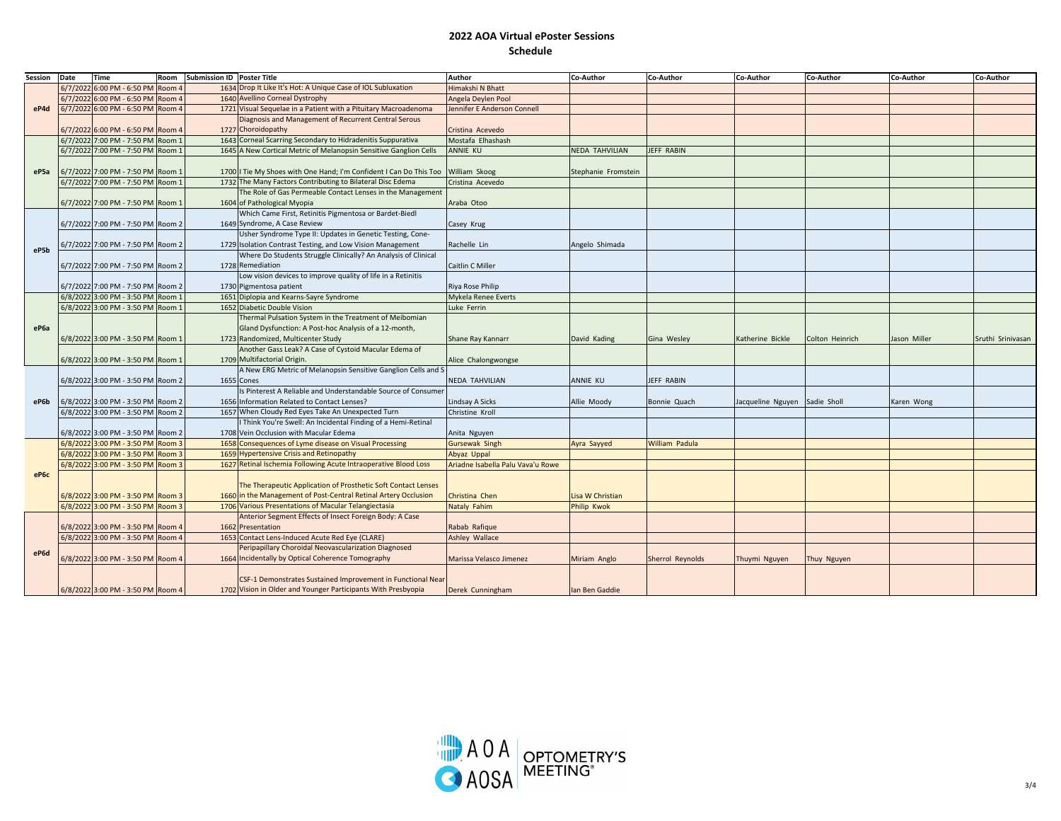# 2022 AOA Virtual ePoster Sessions

## Schedule

| Session | Date | Time | Room | Submission ID | Poster Title | Author | Co-Author | Co-Author | Co-Author | Co-Author | Co-Author | Co-Author |
|---|---|---|---|---|---|---|---|---|---|---|---|---|
| ePd4 | 6/7/2022 | 6:00 PM - 6:50 PM | Room 4 | 1634 | Drop It Like It's Hot: A Unique Case of IOL Subluxation | Himakshi N Bhatt | | | | | | |
| | 6/7/2022 | 6:00 PM - 6:50 PM | Room 4 | 1640 | Avellino Corneal Dystrophy | Angela Deylen Pool | | | | | | |
| | 6/7/2022 | 6:00 PM - 6:50 PM | Room 4 | 1721 | Visual Sequelae in a Patient with a Pituitary Macroadenoma | Jennifer E Anderson Connell | | | | | | |
| | 6/7/2022 | 6:00 PM - 6:50 PM | Room 4 | 1727 | Diagnosis and Management of Recurrent Central Serous Choroidopathy | Cristina Acevedo | | | | | | |
| eP5a | 6/7/2022 | 7:00 PM - 7:50 PM | Room 1 | 1643 | Corneal Scarring Secondary to Hidradenitis Suppurativa | Mostafa Elhashash | | | | | | |
| | 6/7/2022 | 7:00 PM - 7:50 PM | Room 1 | 1645 | A New Cortical Metric of Melanopsin Sensitive Ganglion Cells | ANNIE KU | NEDA TAHVILIAN | JEFF RABIN | | | | |
| | 6/7/2022 | 7:00 PM - 7:50 PM | Room 1 | 1700 | I Tie My Shoes with One Hand; I'm Confident I Can Do This Too | William Skoog | Stephanie Fromstein | | | | | |
| | 6/7/2022 | 7:00 PM - 7:50 PM | Room 1 | 1732 | The Many Factors Contributing to Bilateral Disc Edema | Cristina Acevedo | | | | | | |
| | 6/7/2022 | 7:00 PM - 7:50 PM | Room 1 | 1604 | The Role of Gas Permeable Contact Lenses in the Management of Pathological Myopia | Araba Otoo | | | | | | |
| eP5b | 6/7/2022 | 7:00 PM - 7:50 PM | Room 2 | 1649 | Which Came First, Retinitis Pigmentosa or Bardet-Biedl Syndrome, A Case Review | Casey Krug | | | | | | |
| | 6/7/2022 | 7:00 PM - 7:50 PM | Room 2 | 1729 | Usher Syndrome Type II: Updates in Genetic Testing, Cone-Isolation Contrast Testing, and Low Vision Management | Rachelle Lin | Angelo Shimada | | | | | |
| | 6/7/2022 | 7:00 PM - 7:50 PM | Room 2 | 1728 | Where Do Students Struggle Clinically? An Analysis of Clinical Remediation | Caitlin C Miller | | | | | | |
| | 6/7/2022 | 7:00 PM - 7:50 PM | Room 2 | 1730 | Low vision devices to improve quality of life in a Retinitis Pigmentosa patient | Riya Rose Philip | | | | | | |
| eP6a | 6/8/2022 | 3:00 PM - 3:50 PM | Room 1 | 1651 | Diplopia and Kearns-Sayre Syndrome | Mykela Renee Everts | | | | | | |
| | 6/8/2022 | 3:00 PM - 3:50 PM | Room 1 | 1652 | Diabetic Double Vision | Luke Ferrin | | | | | | |
| | 6/8/2022 | 3:00 PM - 3:50 PM | Room 1 | 1723 | Thermal Pulsation System in the Treatment of Meibomian Gland Dysfunction: A Post-hoc Analysis of a 12-month, Randomized, Multicenter Study | Shane Ray Kannarr | David Kading | Gina Wesley | Katherine Bickle | Colton Heinrich | Jason Miller | Sruthi Srinivasan |
| | 6/8/2022 | 3:00 PM - 3:50 PM | Room 1 | 1709 | Another Gass Leak? A Case of Cystoid Macular Edema of Multifactorial Origin. | Alice Chalongwongse | | | | | | |
| eP6b | 6/8/2022 | 3:00 PM - 3:50 PM | Room 2 | 1655 | A New ERG Metric of Melanopsin Sensitive Ganglion Cells and S Cones | NEDA TAHVILIAN | ANNIE KU | JEFF RABIN | | | | |
| | 6/8/2022 | 3:00 PM - 3:50 PM | Room 2 | 1656 | Is Pinterest A Reliable and Understandable Source of Consumer Information Related to Contact Lenses? | Lindsay A Sicks | Allie Moody | Bonnie Quach | Jacqueline Nguyen | Sadie Sholl | Karen Wong | |
| | 6/8/2022 | 3:00 PM - 3:50 PM | Room 2 | 1657 | When Cloudy Red Eyes Take An Unexpected Turn | Christine Kroll | | | | | | |
| | 6/8/2022 | 3:00 PM - 3:50 PM | Room 2 | 1708 | I Think You're Swell: An Incidental Finding of a Hemi-Retinal Vein Occlusion with Macular Edema | Anita Nguyen | | | | | | |
| eP6c | 6/8/2022 | 3:00 PM - 3:50 PM | Room 3 | 1658 | Consequences of Lyme disease on Visual Processing | Gursewak Singh | Ayra Sayyed | William Padula | | | | |
| | 6/8/2022 | 3:00 PM - 3:50 PM | Room 3 | 1659 | Hypertensive Crisis and Retinopathy | Abyaz Uppal | | | | | | |
| | 6/8/2022 | 3:00 PM - 3:50 PM | Room 3 | 1627 | Retinal Ischemia Following Acute Intraoperative Blood Loss | Ariadne Isabella Palu Vava'u Rowe | | | | | | |
| | 6/8/2022 | 3:00 PM - 3:50 PM | Room 3 | 1660 | The Therapeutic Application of Prosthetic Soft Contact Lenses in the Management of Post-Central Retinal Artery Occlusion | Christina Chen | Lisa W Christian | | | | | |
| | 6/8/2022 | 3:00 PM - 3:50 PM | Room 3 | 1706 | Various Presentations of Macular Telangiectasia | Nataly Fahim | Philip Kwok | | | | | |
| eP6d | 6/8/2022 | 3:00 PM - 3:50 PM | Room 4 | 1662 | Anterior Segment Effects of Insect Foreign Body: A Case Presentation | Rabab Rafique | | | | | | |
| | 6/8/2022 | 3:00 PM - 3:50 PM | Room 4 | 1653 | Contact Lens-Induced Acute Red Eye (CLARE) | Ashley Wallace | | | | | | |
| | 6/8/2022 | 3:00 PM - 3:50 PM | Room 4 | 1664 | Peripapillary Choroidal Neovascularization Diagnosed Incidentally by Optical Coherence Tomography | Marissa Velasco Jimenez | Miriam Anglo | Sherrol Reynolds | Thuymi Nguyen | Thuy Nguyen | | |
| | 6/8/2022 | 3:00 PM - 3:50 PM | Room 4 | 1702 | CSF-1 Demonstrates Sustained Improvement in Functional Near Vision in Older and Younger Participants With Presbyopia | Derek Cunningham | Ian Ben Gaddie | | | | | |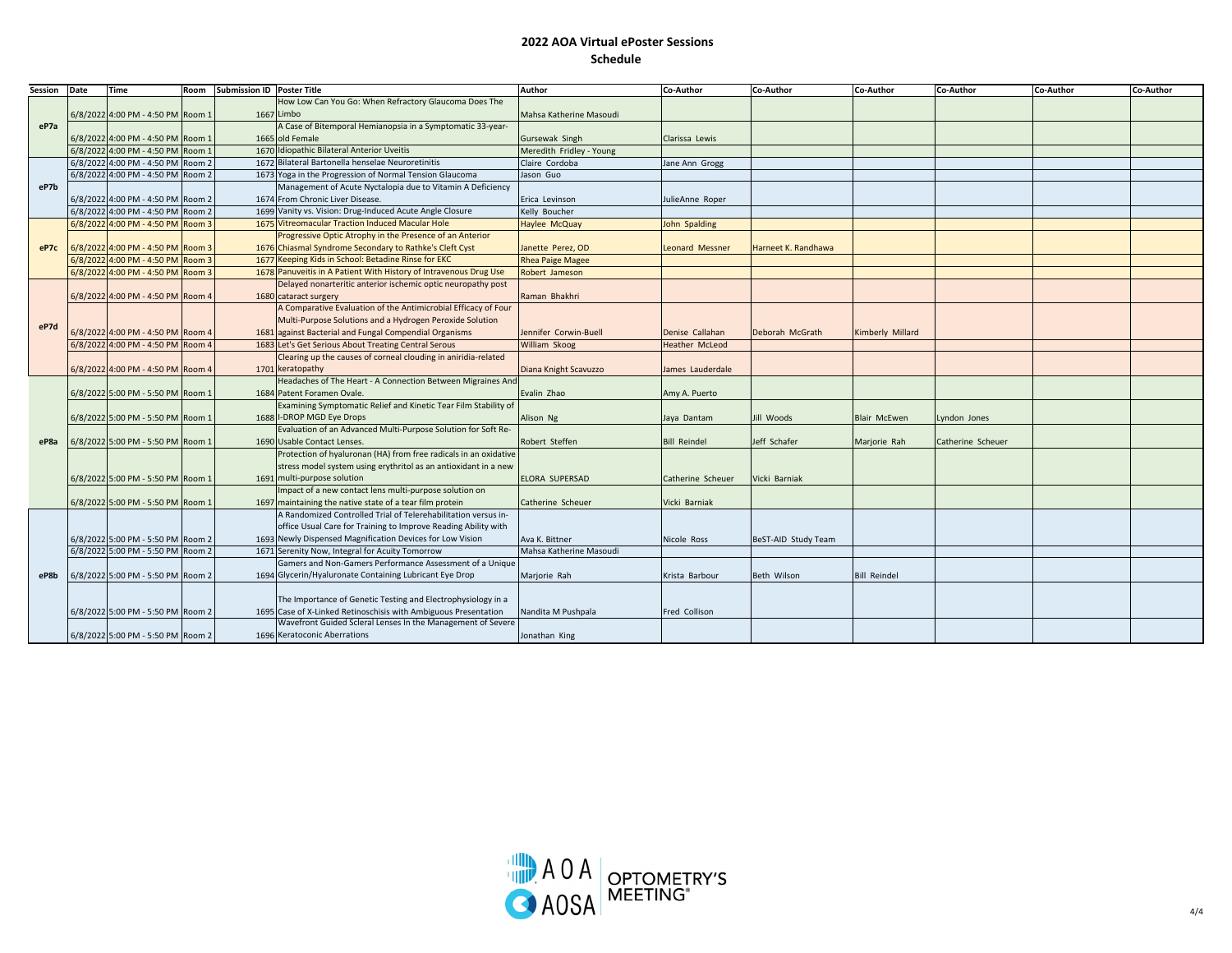## 2022 AOA Virtual ePoster Sessions

## Schedule

| Session | Date | Time | Room | Submission ID | Poster Title | Author | Co-Author | Co-Author | Co-Author | Co-Author | Co-Author | Co-Author |
|---|---|---|---|---|---|---|---|---|---|---|---|---|
| ePa7a | 6/8/2022 | 4:00 PM - 4:50 PM | Room 1 | 1667 | How Low Can You Go: When Refractory Glaucoma Does The Limbo | Mahsa Katherine Masoudi | | | | | | |
| | 6/8/2022 | 4:00 PM - 4:50 PM | Room 1 | 1665 | A Case of Bitemporal Hemianopsia in a Symptomatic 33-year-old Female | Gursewak Singh | Clarissa Lewis | | | | | |
| | 6/8/2022 | 4:00 PM - 4:50 PM | Room 1 | 1670 | Idiopathic Bilateral Anterior Uveitis | Meredith Fridley - Young | | | | | | |
| eP7b | 6/8/2022 | 4:00 PM - 4:50 PM | Room 2 | 1672 | Bilateral Bartonella henselae Neuroretinitis | Claire Cordoba | Jane Ann Grogg | | | | | |
| | 6/8/2022 | 4:00 PM - 4:50 PM | Room 2 | 1673 | Yoga in the Progression of Normal Tension Glaucoma | Jason Guo | | | | | | |
| | 6/8/2022 | 4:00 PM - 4:50 PM | Room 2 | 1674 | Management of Acute Nyctalopia due to Vitamin A Deficiency From Chronic Liver Disease. | Erica Levinson | JulieAnne Roper | | | | | |
| | 6/8/2022 | 4:00 PM - 4:50 PM | Room 2 | 1699 | Vanity vs. Vision: Drug-Induced Acute Angle Closure | Kelly Boucher | | | | | | |
| eP7c | 6/8/2022 | 4:00 PM - 4:50 PM | Room 3 | 1675 | Vitreomacular Traction Induced Macular Hole | Haylee McQuay | John Spalding | | | | | |
| | 6/8/2022 | 4:00 PM - 4:50 PM | Room 3 | 1676 | Progressive Optic Atrophy in the Presence of an Anterior Chiasmal Syndrome Secondary to Rathke's Cleft Cyst | Janette Perez, OD | Leonard Messner | Harneet K. Randhawa | | | | |
| | 6/8/2022 | 4:00 PM - 4:50 PM | Room 3 | 1677 | Keeping Kids in School: Betadine Rinse for EKC | Rhea Paige Magee | | | | | | |
| | 6/8/2022 | 4:00 PM - 4:50 PM | Room 3 | 1678 | Panuveitis in A Patient With History of Intravenous Drug Use | Robert Jameson | | | | | | |
| eP7d | 6/8/2022 | 4:00 PM - 4:50 PM | Room 4 | 1680 | Delayed nonarteritic anterior ischemic optic neuropathy post cataract surgery | Raman Bhakhri | | | | | | |
| | 6/8/2022 | 4:00 PM - 4:50 PM | Room 4 | 1681 | A Comparative Evaluation of the Antimicrobial Efficacy of Four Multi-Purpose Solutions and a Hydrogen Peroxide Solution against Bacterial and Fungal Compendial Organisms | Jennifer Corwin-Buell | Denise Callahan | Deborah McGrath | Kimberly Millard | | | |
| | 6/8/2022 | 4:00 PM - 4:50 PM | Room 4 | 1683 | Let's Get Serious About Treating Central Serous | William Skoog | Heather McLeod | | | | | |
| | 6/8/2022 | 4:00 PM - 4:50 PM | Room 4 | 1701 | Clearing up the causes of corneal clouding in aniridia-related keratopathy | Diana Knight Scavuzzo | James Lauderdale | | | | | |
| eP8a | 6/8/2022 | 5:00 PM - 5:50 PM | Room 1 | 1684 | Headaches of The Heart - A Connection Between Migraines And Patent Foramen Ovale. | Evalin Zhao | Amy A. Puerto | | | | | |
| | 6/8/2022 | 5:00 PM - 5:50 PM | Room 1 | 1688 | Examining Symptomatic Relief and Kinetic Tear Film Stability of I-DROP MGD Eye Drops | Alison Ng | Jaya Dantam | Jill Woods | Blair McEwen | Lyndon Jones | | |
| | 6/8/2022 | 5:00 PM - 5:50 PM | Room 1 | 1690 | Evaluation of an Advanced Multi-Purpose Solution for Soft Re-Usable Contact Lenses. | Robert Steffen | Bill Reindel | Jeff Schafer | Marjorie Rah | Catherine Scheuer | | |
| | 6/8/2022 | 5:00 PM - 5:50 PM | Room 1 | 1691 | Protection of hyaluronan (HA) from free radicals in an oxidative stress model system using erythritol as an antioxidant in a new multi-purpose solution | ELORA SUPERSAD | Catherine Scheuer | Vicki Barniak | | | | |
| | 6/8/2022 | 5:00 PM - 5:50 PM | Room 1 | 1697 | Impact of a new contact lens multi-purpose solution on maintaining the native state of a tear film protein | Catherine Scheuer | Vicki Barniak | | | | | |
| eP8b | 6/8/2022 | 5:00 PM - 5:50 PM | Room 2 | 1693 | A Randomized Controlled Trial of Telerehabilitation versus in-office Usual Care for Training to Improve Reading Ability with Newly Dispensed Magnification Devices for Low Vision | Ava K. Bittner | Nicole Ross | BeST-AID Study Team | | | | |
| | 6/8/2022 | 5:00 PM - 5:50 PM | Room 2 | 1671 | Serenity Now, Integral for Acuity Tomorrow | Mahsa Katherine Masoudi | | | | | | |
| | 6/8/2022 | 5:00 PM - 5:50 PM | Room 2 | 1694 | Gamers and Non-Gamers Performance Assessment of a Unique Glycerin/Hyaluronate Containing Lubricant Eye Drop | Marjorie Rah | Krista Barbour | Beth Wilson | Bill Reindel | | | |
| | 6/8/2022 | 5:00 PM - 5:50 PM | Room 2 | 1695 | The Importance of Genetic Testing and Electrophysiology in a Case of X-Linked Retinoschisis with Ambiguous Presentation | Nandita M Pushpala | Fred Collison | | | | | |
| | 6/8/2022 | 5:00 PM - 5:50 PM | Room 2 | 1696 | Wavefront Guided Scleral Lenses In the Management of Severe Keratoconic Aberrations | Jonathan King | | | | | | |